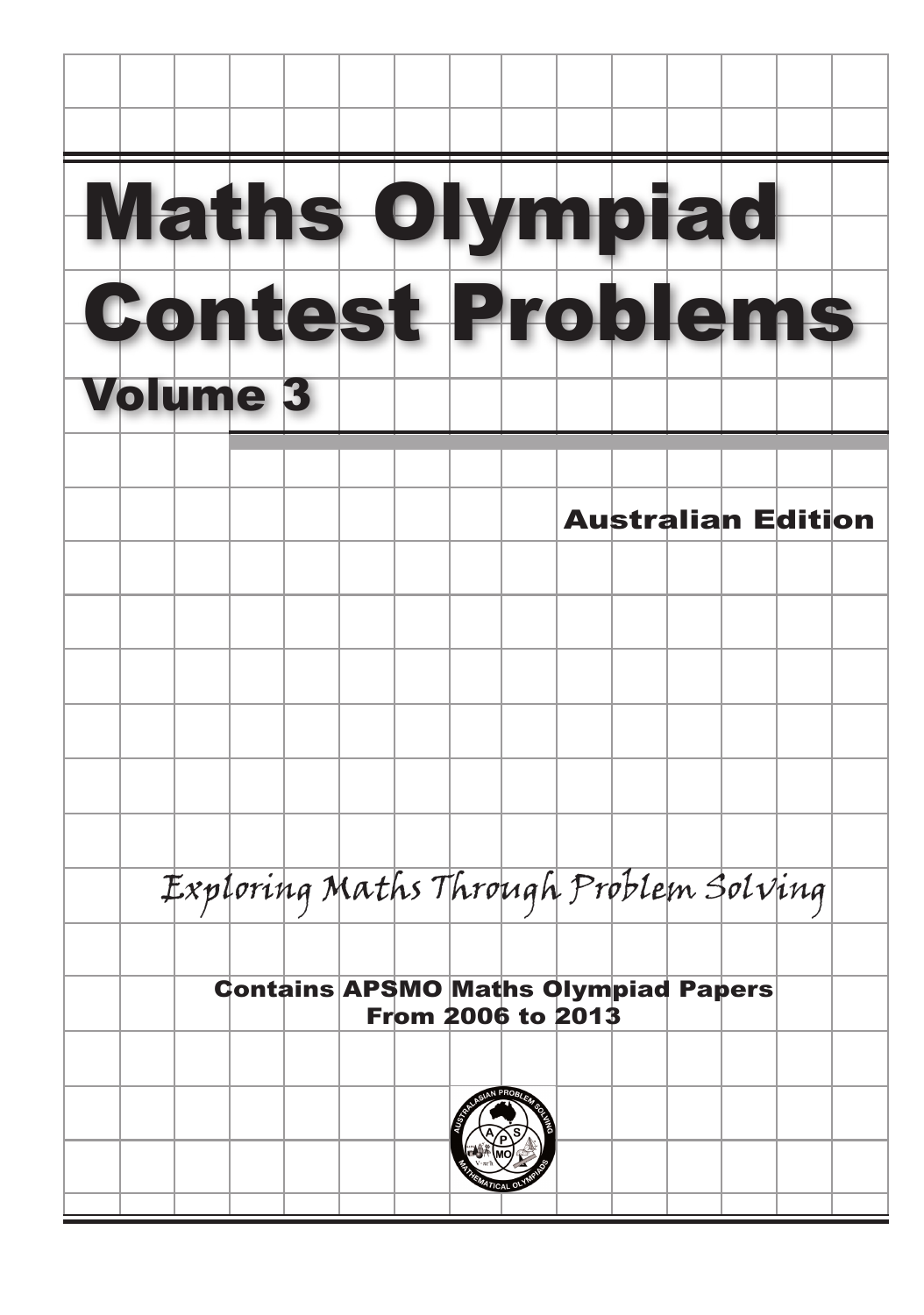# Maths Olympiad Contest Problems

## Volume 3

Australian Edition

*Exploring Maths Through Problem Solving*

**Contains APSMO Maths Olympiad Papers From 2006 to 2013**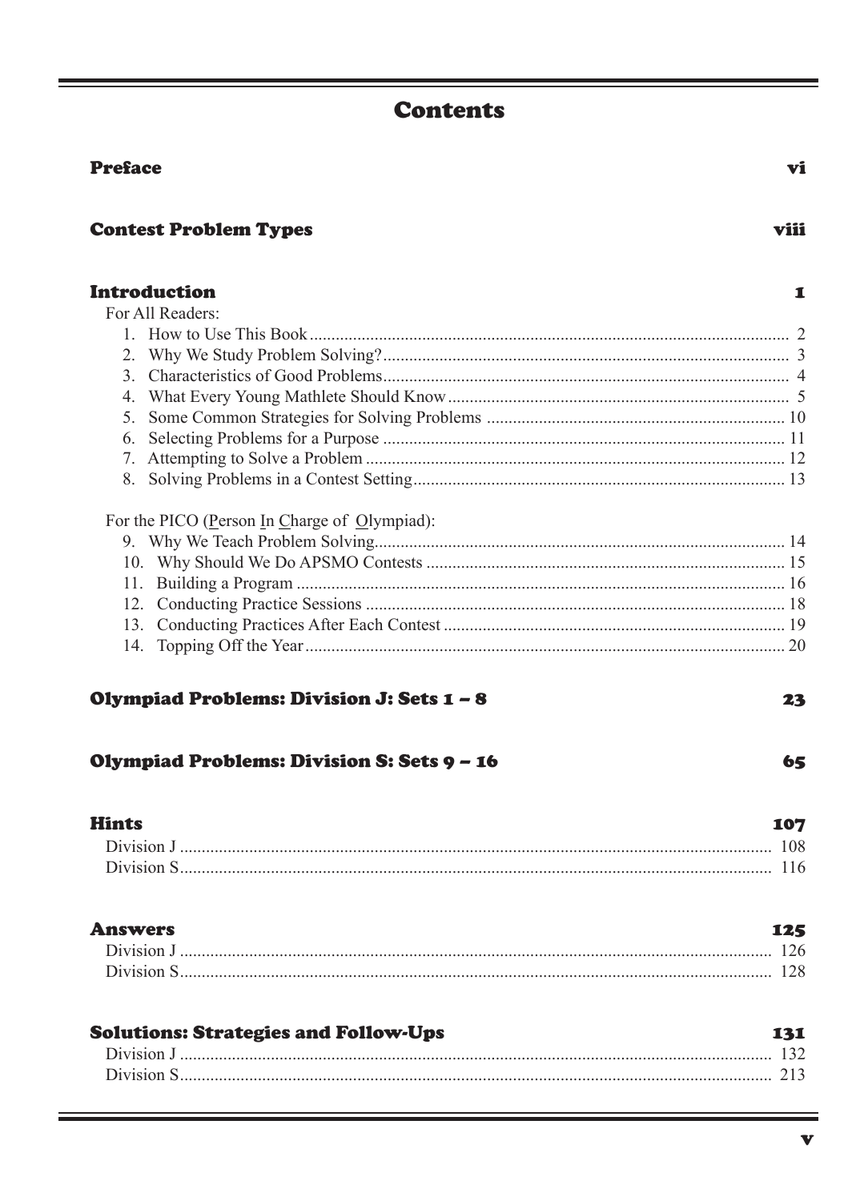# Contents

**Preface** vi

**Contest Problem Types** viii

**Introduction** 1

For All Readers:

1. How to Use This Book ... 2
2. Why We Study Problem Solving? ... 3
3. Characteristics of Good Problems ... 4
4. What Every Young Mathlete Should Know ... 5
5. Some Common Strategies for Solving Problems ... 10
6. Selecting Problems for a Purpose ... 11
7. Attempting to Solve a Problem ... 12
8. Solving Problems in a Contest Setting ... 13

For the PICO (Person In Charge of Olympiad):

9. Why We Teach Problem Solving ... 14
10. Why Should We Do APSMO Contests ... 15
11. Building a Program ... 16
12. Conducting Practice Sessions ... 18
13. Conducting Practices After Each Contest ... 19
14. Topping Off the Year ... 20

**Olympiad Problems: Division J: Sets 1 – 8** 23

**Olympiad Problems: Division S: Sets 9 – 16** 65

**Hints** 107

Division J ... 108
Division S ... 116

**Answers** 125

Division J ... 126
Division S ... 128

**Solutions: Strategies and Follow-Ups** 131

Division J ... 132
Division S ... 213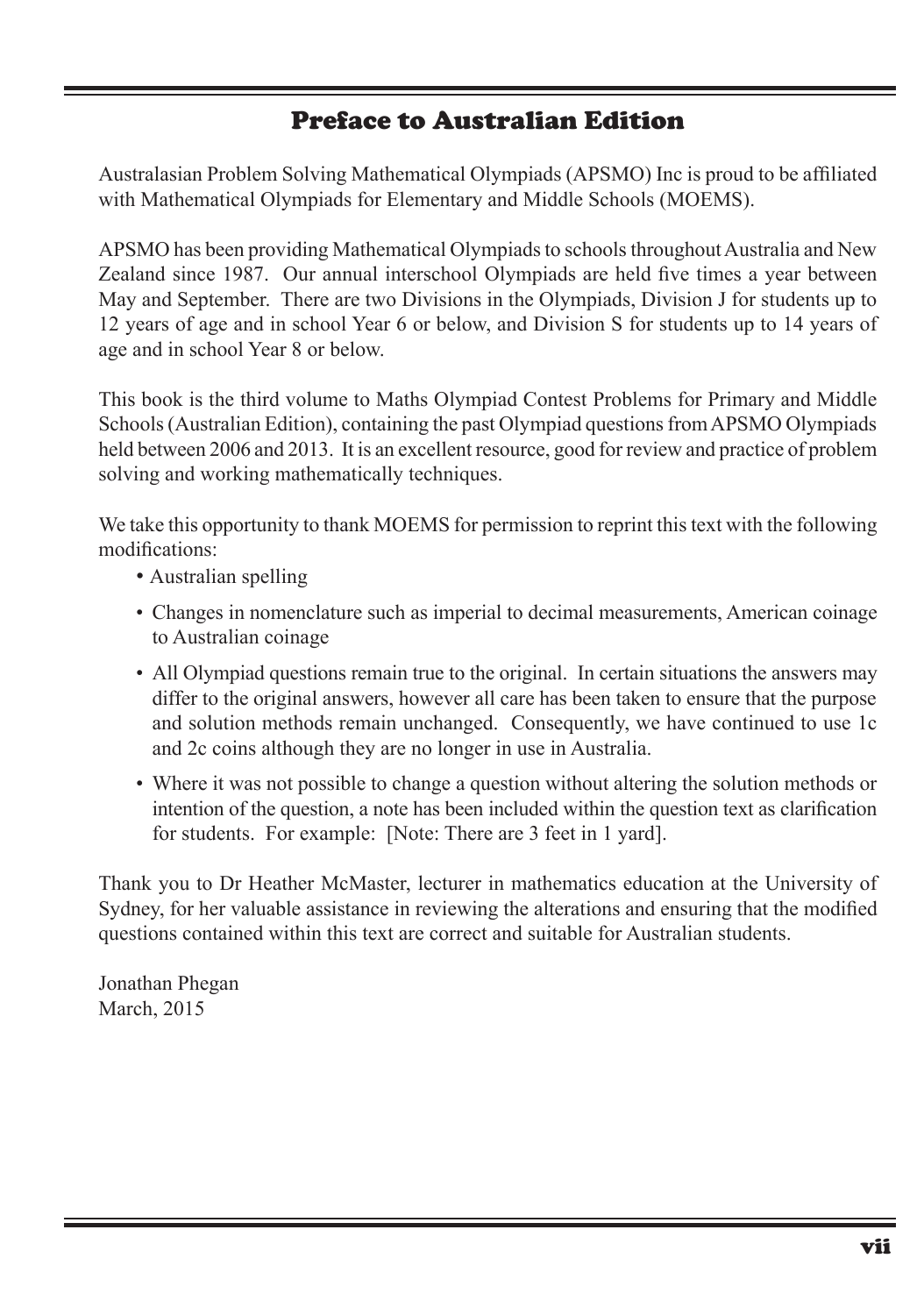# Preface to Australian Edition

Australasian Problem Solving Mathematical Olympiads (APSMO) Inc is proud to be affiliated with Mathematical Olympiads for Elementary and Middle Schools (MOEMS).

APSMO has been providing Mathematical Olympiads to schools throughout Australia and New Zealand since 1987. Our annual interschool Olympiads are held five times a year between May and September. There are two Divisions in the Olympiads, Division J for students up to 12 years of age and in school Year 6 or below, and Division S for students up to 14 years of age and in school Year 8 or below.

This book is the third volume to Maths Olympiad Contest Problems for Primary and Middle Schools (Australian Edition), containing the past Olympiad questions from APSMO Olympiads held between 2006 and 2013. It is an excellent resource, good for review and practice of problem solving and working mathematically techniques.

We take this opportunity to thank MOEMS for permission to reprint this text with the following modifications:

- Australian spelling
- Changes in nomenclature such as imperial to decimal measurements, American coinage to Australian coinage
- All Olympiad questions remain true to the original. In certain situations the answers may differ to the original answers, however all care has been taken to ensure that the purpose and solution methods remain unchanged. Consequently, we have continued to use 1c and 2c coins although they are no longer in use in Australia.
- Where it was not possible to change a question without altering the solution methods or intention of the question, a note has been included within the question text as clarification for students. For example: [Note: There are 3 feet in 1 yard].

Thank you to Dr Heather McMaster, lecturer in mathematics education at the University of Sydney, for her valuable assistance in reviewing the alterations and ensuring that the modified questions contained within this text are correct and suitable for Australian students.

Jonathan Phegan
March, 2015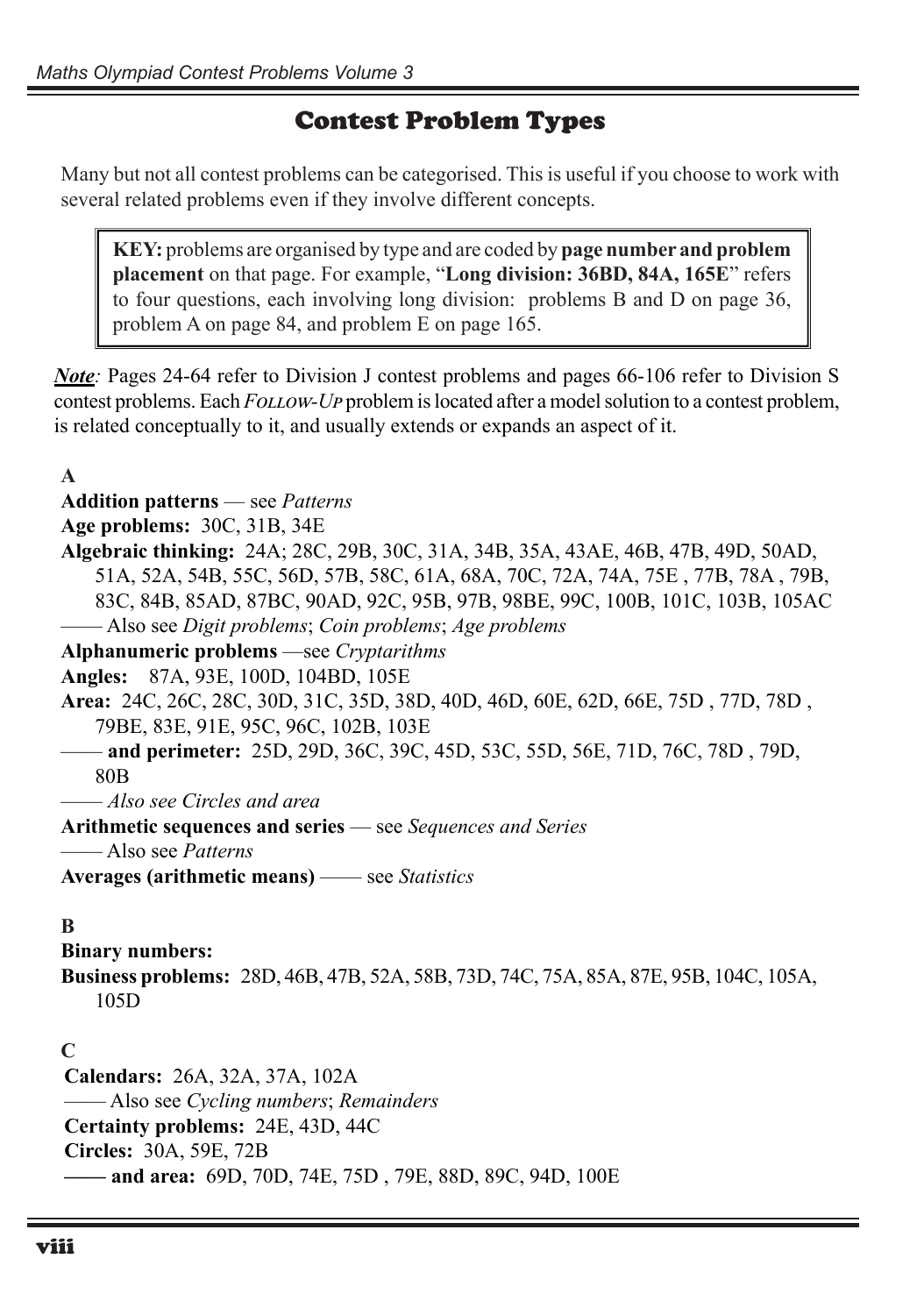# Contest Problem Types

Many but not all contest problems can be categorised. This is useful if you choose to work with several related problems even if they involve different concepts.

> **KEY:** problems are organised by type and are coded by **page number and problem placement** on that page. For example, "**Long division: 36BD, 84A, 165E**" refers to four questions, each involving long division: problems B and D on page 36, problem A on page 84, and problem E on page 165.

***Note**:* Pages 24-64 refer to Division J contest problems and pages 66-106 refer to Division S contest problems. Each *FOLLOW-UP* problem is located after a model solution to a contest problem, is related conceptually to it, and usually extends or expands an aspect of it.

**A**

**Addition patterns** — see *Patterns*
**Age problems:** 30C, 31B, 34E
**Algebraic thinking:** 24A; 28C, 29B, 30C, 31A, 34B, 35A, 43AE, 46B, 47B, 49D, 50AD, 51A, 52A, 54B, 55C, 56D, 57B, 58C, 61A, 68A, 70C, 72A, 74A, 75E , 77B, 78A , 79B, 83C, 84B, 85AD, 87BC, 90AD, 92C, 95B, 97B, 98BE, 99C, 100B, 101C, 103B, 105AC
—— Also see *Digit problems*; *Coin problems*; *Age problems*
**Alphanumeric problems** —see *Cryptarithms*
**Angles:** 87A, 93E, 100D, 104BD, 105E
**Area:** 24C, 26C, 28C, 30D, 31C, 35D, 38D, 40D, 46D, 60E, 62D, 66E, 75D , 77D, 78D , 79BE, 83E, 91E, 95C, 96C, 102B, 103E
—— **and perimeter:** 25D, 29D, 36C, 39C, 45D, 53C, 55D, 56E, 71D, 76C, 78D , 79D, 80B
—— *Also see Circles and area*
**Arithmetic sequences and series** — see *Sequences and Series*
—— Also see *Patterns*
**Averages (arithmetic means)** —— see *Statistics*

**B**

**Binary numbers:**
**Business problems:** 28D, 46B, 47B, 52A, 58B, 73D, 74C, 75A, 85A, 87E, 95B, 104C, 105A, 105D

**C**

**Calendars:** 26A, 32A, 37A, 102A
—— Also see *Cycling numbers*; *Remainders*
**Certainty problems:** 24E, 43D, 44C
**Circles:** 30A, 59E, 72B
**—— and area:** 69D, 70D, 74E, 75D , 79E, 88D, 89C, 94D, 100E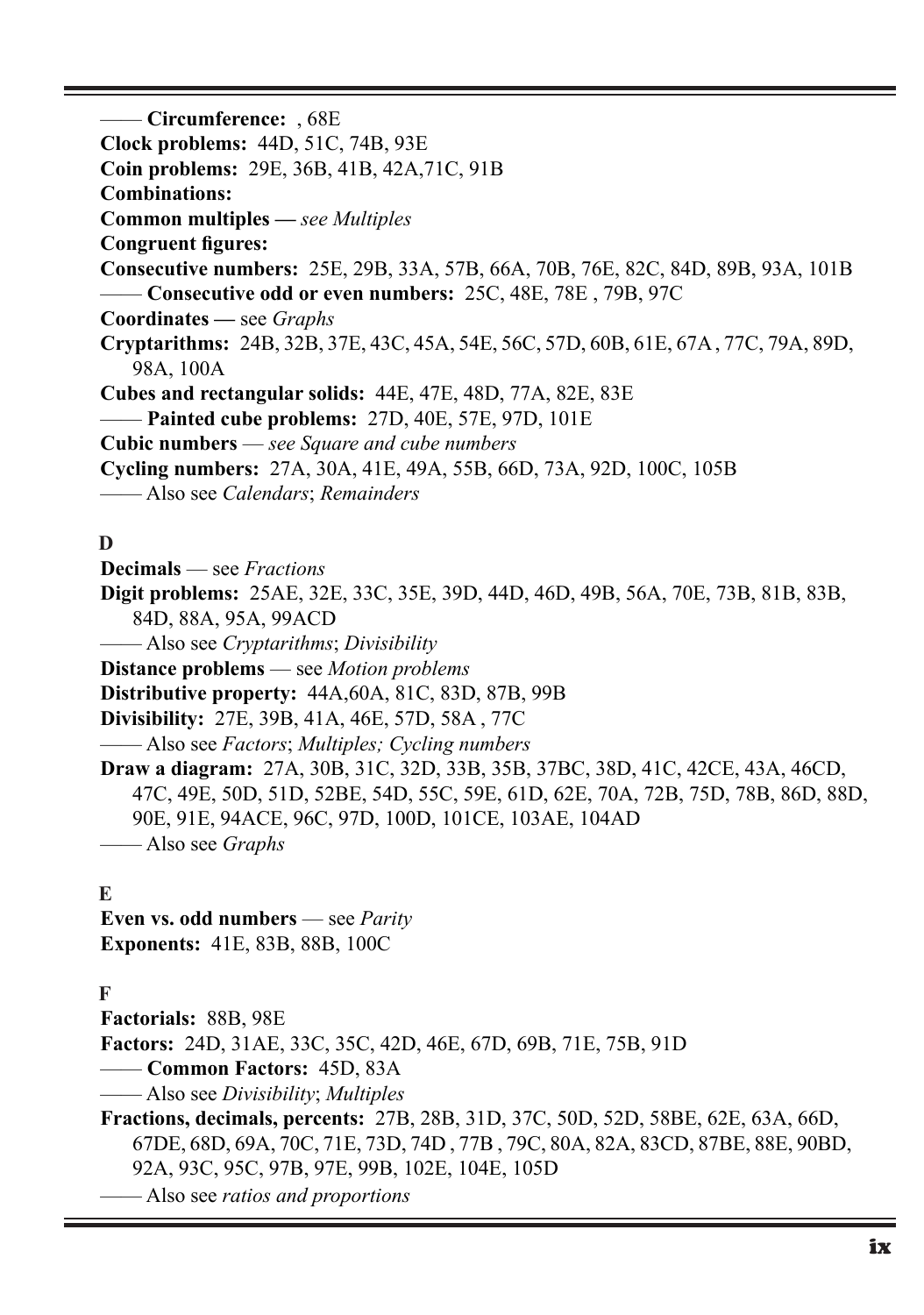—— **Circumference:** , 68E

**Clock problems:** 44D, 51C, 74B, 93E

**Coin problems:** 29E, 36B, 41B, 42A,71C, 91B

**Combinations:**

**Common multiples —** *see Multiples*

**Congruent figures:**

**Consecutive numbers:** 25E, 29B, 33A, 57B, 66A, 70B, 76E, 82C, 84D, 89B, 93A, 101B

—— **Consecutive odd or even numbers:** 25C, 48E, 78E , 79B, 97C

**Coordinates —** see *Graphs*

**Cryptarithms:** 24B, 32B, 37E, 43C, 45A, 54E, 56C, 57D, 60B, 61E, 67A , 77C, 79A, 89D, 98A, 100A

**Cubes and rectangular solids:** 44E, 47E, 48D, 77A, 82E, 83E

—— **Painted cube problems:** 27D, 40E, 57E, 97D, 101E

**Cubic numbers** — *see Square and cube numbers*

**Cycling numbers:** 27A, 30A, 41E, 49A, 55B, 66D, 73A, 92D, 100C, 105B

—— Also see *Calendars*; *Remainders*

## D

**Decimals** — see *Fractions*

**Digit problems:** 25AE, 32E, 33C, 35E, 39D, 44D, 46D, 49B, 56A, 70E, 73B, 81B, 83B, 84D, 88A, 95A, 99ACD

—— Also see *Cryptarithms*; *Divisibility*

**Distance problems** — see *Motion problems*

**Distributive property:** 44A,60A, 81C, 83D, 87B, 99B

**Divisibility:** 27E, 39B, 41A, 46E, 57D, 58A , 77C

—— Also see *Factors*; *Multiples; Cycling numbers*

**Draw a diagram:** 27A, 30B, 31C, 32D, 33B, 35B, 37BC, 38D, 41C, 42CE, 43A, 46CD, 47C, 49E, 50D, 51D, 52BE, 54D, 55C, 59E, 61D, 62E, 70A, 72B, 75D, 78B, 86D, 88D, 90E, 91E, 94ACE, 96C, 97D, 100D, 101CE, 103AE, 104AD

—— Also see *Graphs*

## E

**Even vs. odd numbers** — see *Parity*

**Exponents:** 41E, 83B, 88B, 100C

## F

**Factorials:** 88B, 98E

**Factors:** 24D, 31AE, 33C, 35C, 42D, 46E, 67D, 69B, 71E, 75B, 91D

—— **Common Factors:** 45D, 83A

—— Also see *Divisibility*; *Multiples*

**Fractions, decimals, percents:** 27B, 28B, 31D, 37C, 50D, 52D, 58BE, 62E, 63A, 66D, 67DE, 68D, 69A, 70C, 71E, 73D, 74D , 77B , 79C, 80A, 82A, 83CD, 87BE, 88E, 90BD, 92A, 93C, 95C, 97B, 97E, 99B, 102E, 104E, 105D

—— Also see *ratios and proportions*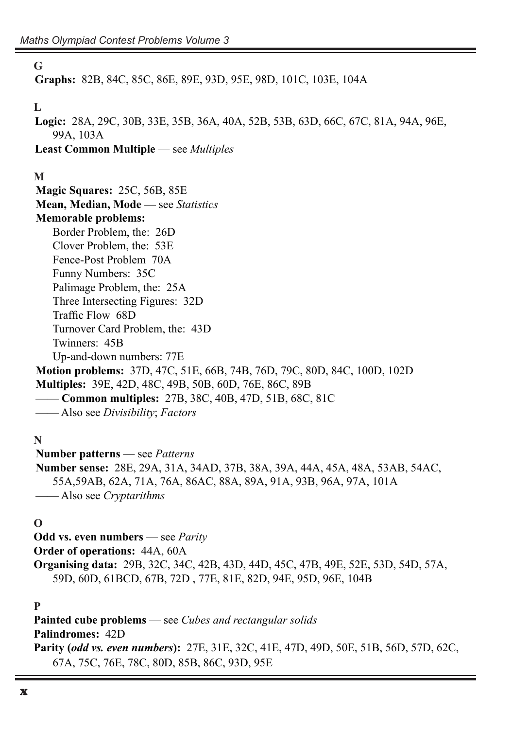**G**

**Graphs:** 82B, 84C, 85C, 86E, 89E, 93D, 95E, 98D, 101C, 103E, 104A

**L**

**Logic:** 28A, 29C, 30B, 33E, 35B, 36A, 40A, 52B, 53B, 63D, 66C, 67C, 81A, 94A, 96E, 99A, 103A

**Least Common Multiple** — see *Multiples*

**M**

**Magic Squares:** 25C, 56B, 85E

**Mean, Median, Mode** — see *Statistics*

**Memorable problems:**

- Border Problem, the: 26D
- Clover Problem, the: 53E
- Fence-Post Problem 70A
- Funny Numbers: 35C
- Palimage Problem, the: 25A
- Three Intersecting Figures: 32D
- Traffic Flow 68D
- Turnover Card Problem, the: 43D
- Twinners: 45B
- Up-and-down numbers: 77E

**Motion problems:** 37D, 47C, 51E, 66B, 74B, 76D, 79C, 80D, 84C, 100D, 102D

**Multiples:** 39E, 42D, 48C, 49B, 50B, 60D, 76E, 86C, 89B

—— **Common multiples:** 27B, 38C, 40B, 47D, 51B, 68C, 81C

—— Also see *Divisibility*; *Factors*

**N**

**Number patterns** — see *Patterns*

**Number sense:** 28E, 29A, 31A, 34AD, 37B, 38A, 39A, 44A, 45A, 48A, 53AB, 54AC, 55A,59AB, 62A, 71A, 76A, 86AC, 88A, 89A, 91A, 93B, 96A, 97A, 101A

—— Also see *Cryptarithms*

**O**

**Odd vs. even numbers** — see *Parity*

**Order of operations:** 44A, 60A

**Organising data:** 29B, 32C, 34C, 42B, 43D, 44D, 45C, 47B, 49E, 52E, 53D, 54D, 57A, 59D, 60D, 61BCD, 67B, 72D , 77E, 81E, 82D, 94E, 95D, 96E, 104B

**P**

**Painted cube problems** — see *Cubes and rectangular solids*

**Palindromes:** 42D

**Parity (*odd vs. even numbers*):** 27E, 31E, 32C, 41E, 47D, 49D, 50E, 51B, 56D, 57D, 62C, 67A, 75C, 76E, 78C, 80D, 85B, 86C, 93D, 95E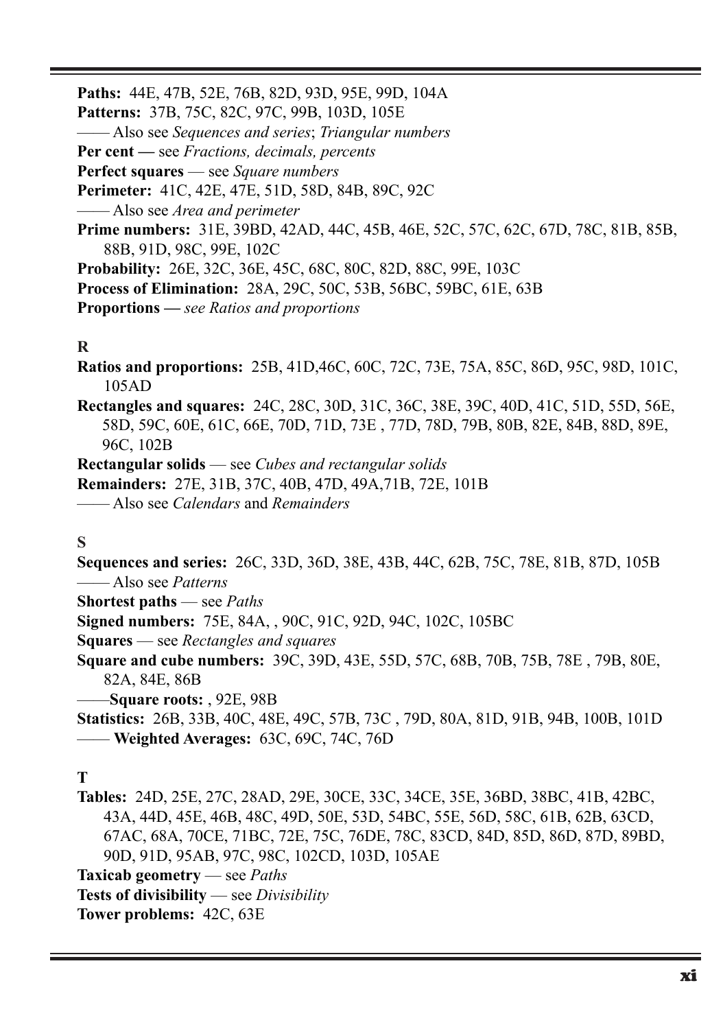**Paths:** 44E, 47B, 52E, 76B, 82D, 93D, 95E, 99D, 104A

**Patterns:** 37B, 75C, 82C, 97C, 99B, 103D, 105E

—— Also see *Sequences and series*; *Triangular numbers*

**Per cent —** see *Fractions, decimals, percents*

**Perfect squares** — see *Square numbers*

**Perimeter:** 41C, 42E, 47E, 51D, 58D, 84B, 89C, 92C

—— Also see *Area and perimeter*

**Prime numbers:** 31E, 39BD, 42AD, 44C, 45B, 46E, 52C, 57C, 62C, 67D, 78C, 81B, 85B, 88B, 91D, 98C, 99E, 102C

**Probability:** 26E, 32C, 36E, 45C, 68C, 80C, 82D, 88C, 99E, 103C

**Process of Elimination:** 28A, 29C, 50C, 53B, 56BC, 59BC, 61E, 63B

**Proportions —** *see Ratios and proportions*

## R

**Ratios and proportions:** 25B, 41D,46C, 60C, 72C, 73E, 75A, 85C, 86D, 95C, 98D, 101C, 105AD

**Rectangles and squares:** 24C, 28C, 30D, 31C, 36C, 38E, 39C, 40D, 41C, 51D, 55D, 56E, 58D, 59C, 60E, 61C, 66E, 70D, 71D, 73E , 77D, 78D, 79B, 80B, 82E, 84B, 88D, 89E, 96C, 102B

**Rectangular solids** — see *Cubes and rectangular solids*

**Remainders:** 27E, 31B, 37C, 40B, 47D, 49A,71B, 72E, 101B

—— Also see *Calendars* and *Remainders*

## S

**Sequences and series:** 26C, 33D, 36D, 38E, 43B, 44C, 62B, 75C, 78E, 81B, 87D, 105B

—— Also see *Patterns*

**Shortest paths** — see *Paths*

**Signed numbers:** 75E, 84A, , 90C, 91C, 92D, 94C, 102C, 105BC

**Squares** — see *Rectangles and squares*

**Square and cube numbers:** 39C, 39D, 43E, 55D, 57C, 68B, 70B, 75B, 78E , 79B, 80E, 82A, 84E, 86B

——**Square roots:** , 92E, 98B

**Statistics:** 26B, 33B, 40C, 48E, 49C, 57B, 73C , 79D, 80A, 81D, 91B, 94B, 100B, 101D

—— **Weighted Averages:** 63C, 69C, 74C, 76D

## T

**Tables:** 24D, 25E, 27C, 28AD, 29E, 30CE, 33C, 34CE, 35E, 36BD, 38BC, 41B, 42BC, 43A, 44D, 45E, 46B, 48C, 49D, 50E, 53D, 54BC, 55E, 56D, 58C, 61B, 62B, 63CD, 67AC, 68A, 70CE, 71BC, 72E, 75C, 76DE, 78C, 83CD, 84D, 85D, 86D, 87D, 89BD, 90D, 91D, 95AB, 97C, 98C, 102CD, 103D, 105AE

**Taxicab geometry** — see *Paths*

**Tests of divisibility** — see *Divisibility*

**Tower problems:** 42C, 63E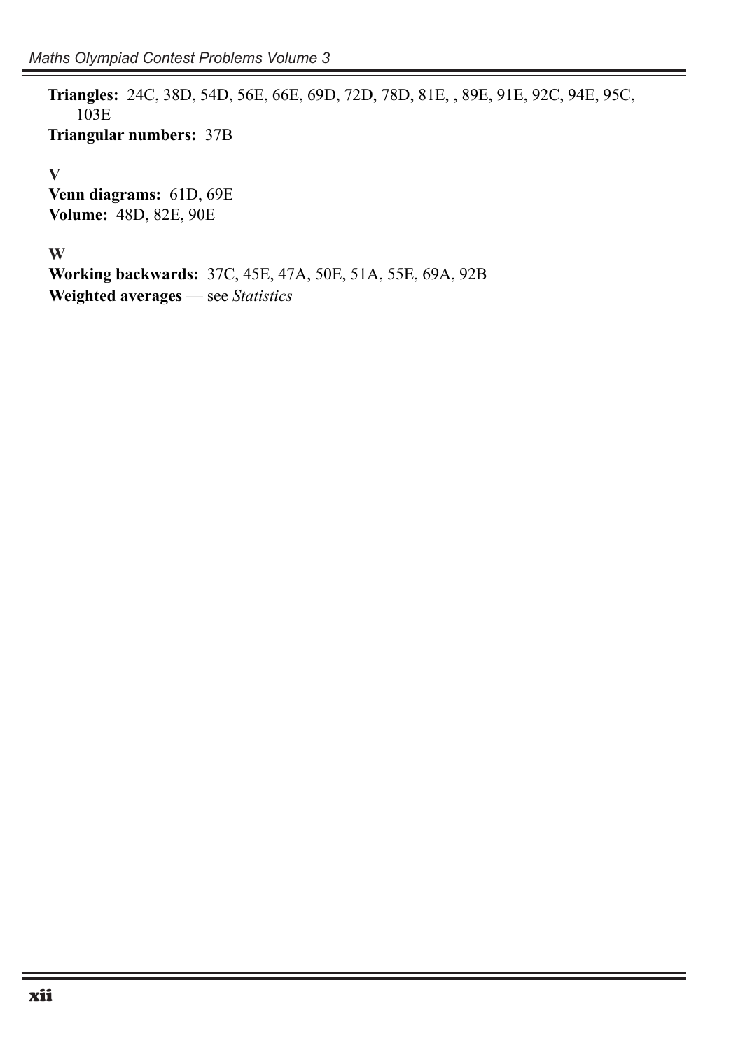**Triangles:** 24C, 38D, 54D, 56E, 66E, 69D, 72D, 78D, 81E, , 89E, 91E, 92C, 94E, 95C, 103E

**Triangular numbers:** 37B

**V**

**Venn diagrams:** 61D, 69E

**Volume:** 48D, 82E, 90E

**W**

**Working backwards:** 37C, 45E, 47A, 50E, 51A, 55E, 69A, 92B

**Weighted averages** — see *Statistics*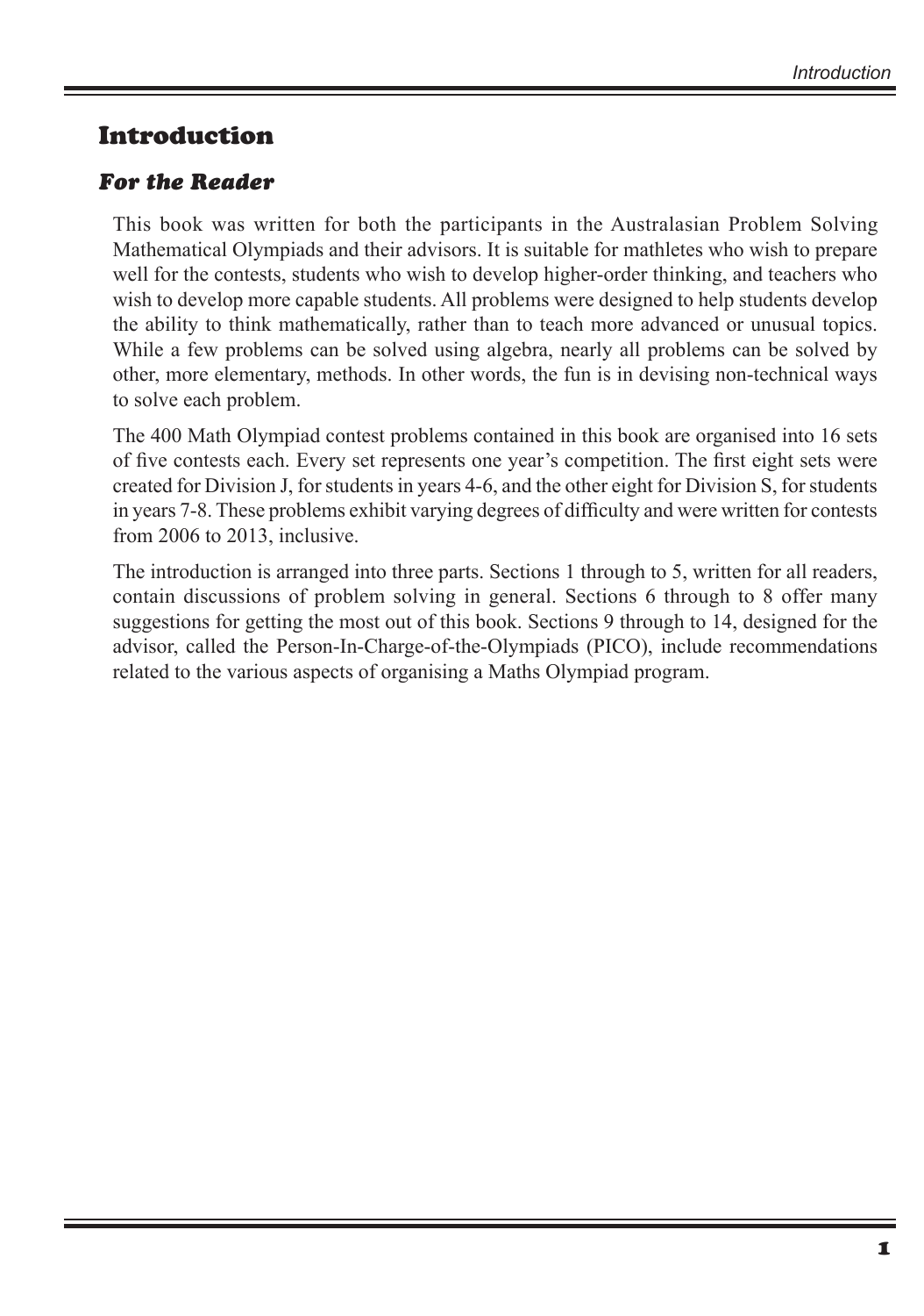# Introduction

## *For the Reader*

This book was written for both the participants in the Australasian Problem Solving Mathematical Olympiads and their advisors. It is suitable for mathletes who wish to prepare well for the contests, students who wish to develop higher-order thinking, and teachers who wish to develop more capable students. All problems were designed to help students develop the ability to think mathematically, rather than to teach more advanced or unusual topics. While a few problems can be solved using algebra, nearly all problems can be solved by other, more elementary, methods. In other words, the fun is in devising non-technical ways to solve each problem.

The 400 Math Olympiad contest problems contained in this book are organised into 16 sets of five contests each. Every set represents one year's competition. The first eight sets were created for Division J, for students in years 4-6, and the other eight for Division S, for students in years 7-8. These problems exhibit varying degrees of difficulty and were written for contests from 2006 to 2013, inclusive.

The introduction is arranged into three parts. Sections 1 through to 5, written for all readers, contain discussions of problem solving in general. Sections 6 through to 8 offer many suggestions for getting the most out of this book. Sections 9 through to 14, designed for the advisor, called the Person-In-Charge-of-the-Olympiads (PICO), include recommendations related to the various aspects of organising a Maths Olympiad program.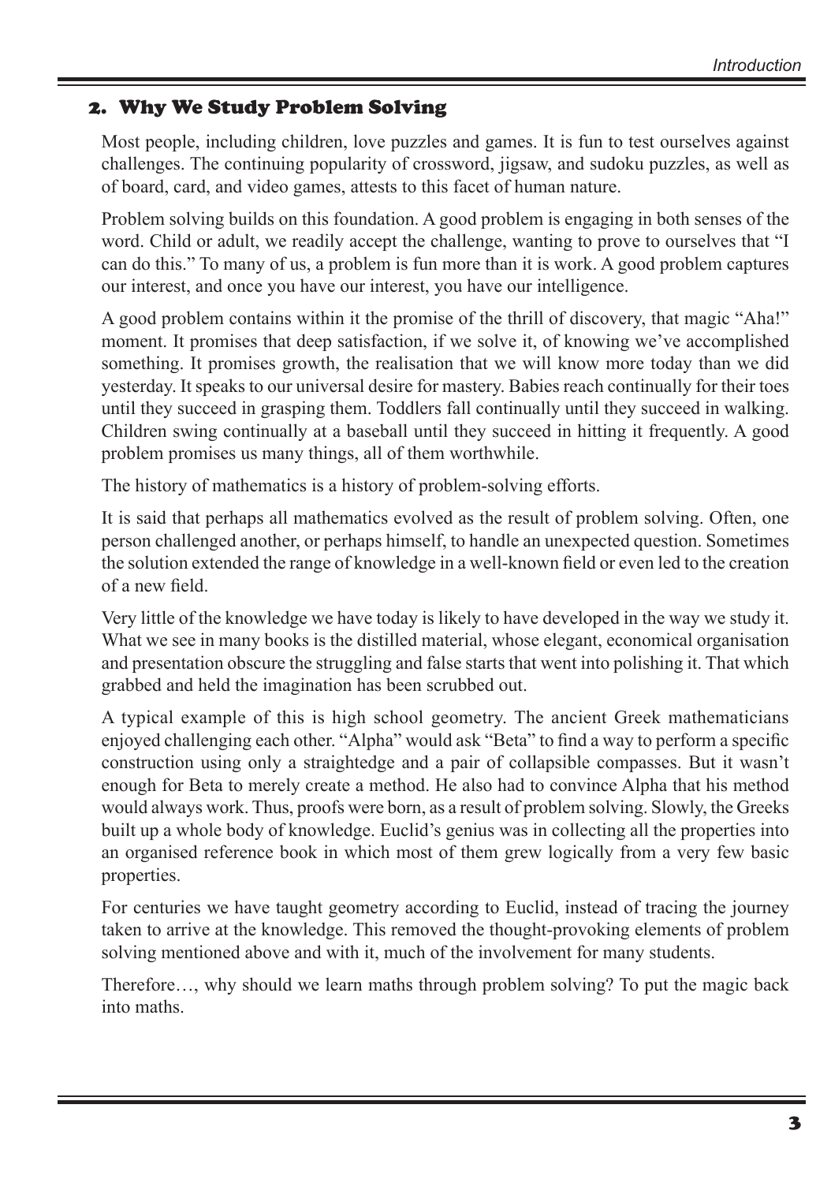## 2. Why We Study Problem Solving

Most people, including children, love puzzles and games. It is fun to test ourselves against challenges. The continuing popularity of crossword, jigsaw, and sudoku puzzles, as well as of board, card, and video games, attests to this facet of human nature.

Problem solving builds on this foundation. A good problem is engaging in both senses of the word. Child or adult, we readily accept the challenge, wanting to prove to ourselves that "I can do this." To many of us, a problem is fun more than it is work. A good problem captures our interest, and once you have our interest, you have our intelligence.

A good problem contains within it the promise of the thrill of discovery, that magic "Aha!" moment. It promises that deep satisfaction, if we solve it, of knowing we've accomplished something. It promises growth, the realisation that we will know more today than we did yesterday. It speaks to our universal desire for mastery. Babies reach continually for their toes until they succeed in grasping them. Toddlers fall continually until they succeed in walking. Children swing continually at a baseball until they succeed in hitting it frequently. A good problem promises us many things, all of them worthwhile.

The history of mathematics is a history of problem-solving efforts.

It is said that perhaps all mathematics evolved as the result of problem solving. Often, one person challenged another, or perhaps himself, to handle an unexpected question. Sometimes the solution extended the range of knowledge in a well-known field or even led to the creation of a new field.

Very little of the knowledge we have today is likely to have developed in the way we study it. What we see in many books is the distilled material, whose elegant, economical organisation and presentation obscure the struggling and false starts that went into polishing it. That which grabbed and held the imagination has been scrubbed out.

A typical example of this is high school geometry. The ancient Greek mathematicians enjoyed challenging each other. "Alpha" would ask "Beta" to find a way to perform a specific construction using only a straightedge and a pair of collapsible compasses. But it wasn't enough for Beta to merely create a method. He also had to convince Alpha that his method would always work. Thus, proofs were born, as a result of problem solving. Slowly, the Greeks built up a whole body of knowledge. Euclid's genius was in collecting all the properties into an organised reference book in which most of them grew logically from a very few basic properties.

For centuries we have taught geometry according to Euclid, instead of tracing the journey taken to arrive at the knowledge. This removed the thought-provoking elements of problem solving mentioned above and with it, much of the involvement for many students.

Therefore…, why should we learn maths through problem solving? To put the magic back into maths.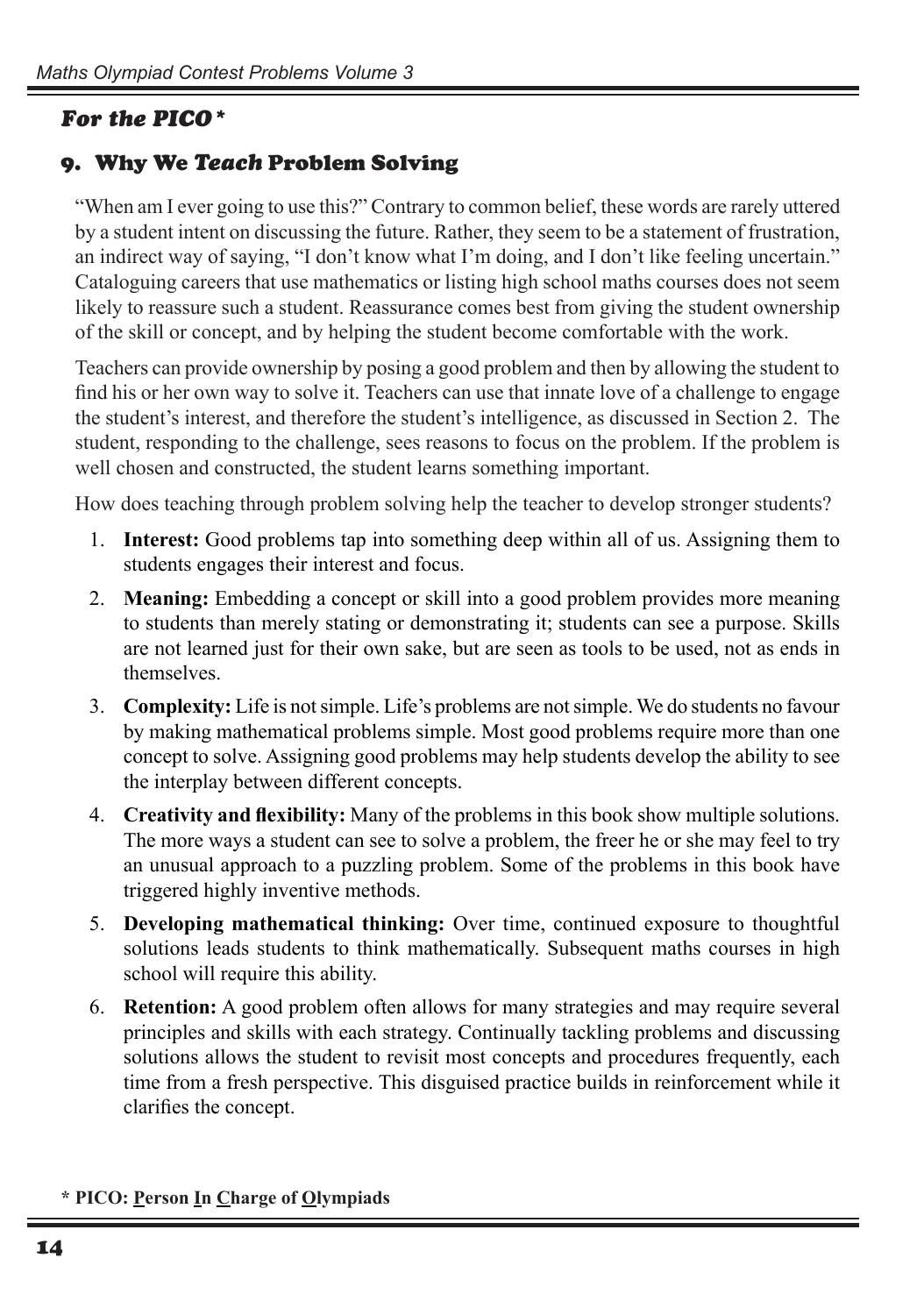## *For the PICO\**

### 9. Why We *Teach* Problem Solving

"When am I ever going to use this?" Contrary to common belief, these words are rarely uttered by a student intent on discussing the future. Rather, they seem to be a statement of frustration, an indirect way of saying, "I don't know what I'm doing, and I don't like feeling uncertain." Cataloguing careers that use mathematics or listing high school maths courses does not seem likely to reassure such a student. Reassurance comes best from giving the student ownership of the skill or concept, and by helping the student become comfortable with the work.

Teachers can provide ownership by posing a good problem and then by allowing the student to find his or her own way to solve it. Teachers can use that innate love of a challenge to engage the student's interest, and therefore the student's intelligence, as discussed in Section 2. The student, responding to the challenge, sees reasons to focus on the problem. If the problem is well chosen and constructed, the student learns something important.

How does teaching through problem solving help the teacher to develop stronger students?

1. **Interest:** Good problems tap into something deep within all of us. Assigning them to students engages their interest and focus.
2. **Meaning:** Embedding a concept or skill into a good problem provides more meaning to students than merely stating or demonstrating it; students can see a purpose. Skills are not learned just for their own sake, but are seen as tools to be used, not as ends in themselves.
3. **Complexity:** Life is not simple. Life's problems are not simple. We do students no favour by making mathematical problems simple. Most good problems require more than one concept to solve. Assigning good problems may help students develop the ability to see the interplay between different concepts.
4. **Creativity and flexibility:** Many of the problems in this book show multiple solutions. The more ways a student can see to solve a problem, the freer he or she may feel to try an unusual approach to a puzzling problem. Some of the problems in this book have triggered highly inventive methods.
5. **Developing mathematical thinking:** Over time, continued exposure to thoughtful solutions leads students to think mathematically. Subsequent maths courses in high school will require this ability.
6. **Retention:** A good problem often allows for many strategies and may require several principles and skills with each strategy. Continually tackling problems and discussing solutions allows the student to revisit most concepts and procedures frequently, each time from a fresh perspective. This disguised practice builds in reinforcement while it clarifies the concept.

**\* PICO: <u>P</u>erson <u>I</u>n <u>C</u>harge of <u>O</u>lympiads**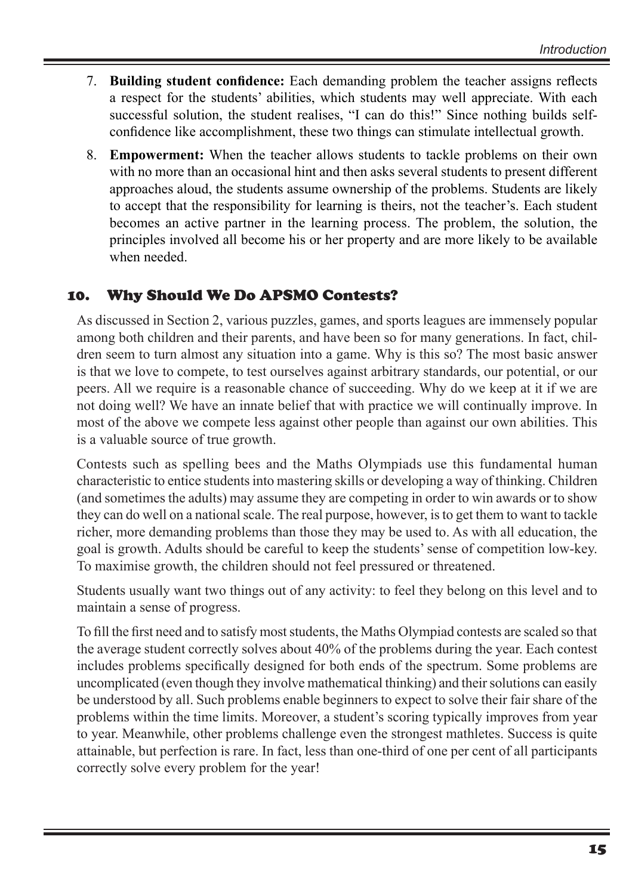7. **Building student confidence:** Each demanding problem the teacher assigns reflects a respect for the students' abilities, which students may well appreciate. With each successful solution, the student realises, "I can do this!" Since nothing builds self-confidence like accomplishment, these two things can stimulate intellectual growth.

8. **Empowerment:** When the teacher allows students to tackle problems on their own with no more than an occasional hint and then asks several students to present different approaches aloud, the students assume ownership of the problems. Students are likely to accept that the responsibility for learning is theirs, not the teacher's. Each student becomes an active partner in the learning process. The problem, the solution, the principles involved all become his or her property and are more likely to be available when needed.

## 10. Why Should We Do APSMO Contests?

As discussed in Section 2, various puzzles, games, and sports leagues are immensely popular among both children and their parents, and have been so for many generations. In fact, children seem to turn almost any situation into a game. Why is this so? The most basic answer is that we love to compete, to test ourselves against arbitrary standards, our potential, or our peers. All we require is a reasonable chance of succeeding. Why do we keep at it if we are not doing well? We have an innate belief that with practice we will continually improve. In most of the above we compete less against other people than against our own abilities. This is a valuable source of true growth.

Contests such as spelling bees and the Maths Olympiads use this fundamental human characteristic to entice students into mastering skills or developing a way of thinking. Children (and sometimes the adults) may assume they are competing in order to win awards or to show they can do well on a national scale. The real purpose, however, is to get them to want to tackle richer, more demanding problems than those they may be used to. As with all education, the goal is growth. Adults should be careful to keep the students' sense of competition low-key. To maximise growth, the children should not feel pressured or threatened.

Students usually want two things out of any activity: to feel they belong on this level and to maintain a sense of progress.

To fill the first need and to satisfy most students, the Maths Olympiad contests are scaled so that the average student correctly solves about 40% of the problems during the year. Each contest includes problems specifically designed for both ends of the spectrum. Some problems are uncomplicated (even though they involve mathematical thinking) and their solutions can easily be understood by all. Such problems enable beginners to expect to solve their fair share of the problems within the time limits. Moreover, a student's scoring typically improves from year to year. Meanwhile, other problems challenge even the strongest mathletes. Success is quite attainable, but perfection is rare. In fact, less than one-third of one per cent of all participants correctly solve every problem for the year!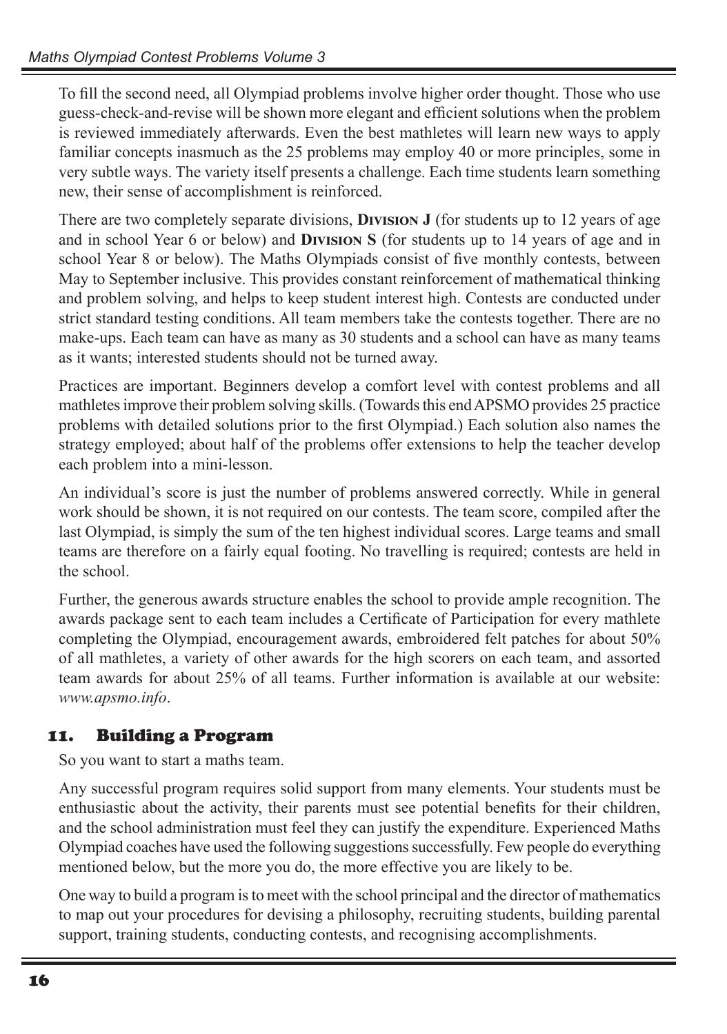To fill the second need, all Olympiad problems involve higher order thought. Those who use guess-check-and-revise will be shown more elegant and efficient solutions when the problem is reviewed immediately afterwards. Even the best mathletes will learn new ways to apply familiar concepts inasmuch as the 25 problems may employ 40 or more principles, some in very subtle ways. The variety itself presents a challenge. Each time students learn something new, their sense of accomplishment is reinforced.

There are two completely separate divisions, **Division J** (for students up to 12 years of age and in school Year 6 or below) and **Division S** (for students up to 14 years of age and in school Year 8 or below). The Maths Olympiads consist of five monthly contests, between May to September inclusive. This provides constant reinforcement of mathematical thinking and problem solving, and helps to keep student interest high. Contests are conducted under strict standard testing conditions. All team members take the contests together. There are no make-ups. Each team can have as many as 30 students and a school can have as many teams as it wants; interested students should not be turned away.

Practices are important. Beginners develop a comfort level with contest problems and all mathletes improve their problem solving skills. (Towards this end APSMO provides 25 practice problems with detailed solutions prior to the first Olympiad.) Each solution also names the strategy employed; about half of the problems offer extensions to help the teacher develop each problem into a mini-lesson.

An individual's score is just the number of problems answered correctly. While in general work should be shown, it is not required on our contests. The team score, compiled after the last Olympiad, is simply the sum of the ten highest individual scores. Large teams and small teams are therefore on a fairly equal footing. No travelling is required; contests are held in the school.

Further, the generous awards structure enables the school to provide ample recognition. The awards package sent to each team includes a Certificate of Participation for every mathlete completing the Olympiad, encouragement awards, embroidered felt patches for about 50% of all mathletes, a variety of other awards for the high scorers on each team, and assorted team awards for about 25% of all teams. Further information is available at our website: *www.apsmo.info*.

## 11. Building a Program

So you want to start a maths team.

Any successful program requires solid support from many elements. Your students must be enthusiastic about the activity, their parents must see potential benefits for their children, and the school administration must feel they can justify the expenditure. Experienced Maths Olympiad coaches have used the following suggestions successfully. Few people do everything mentioned below, but the more you do, the more effective you are likely to be.

One way to build a program is to meet with the school principal and the director of mathematics to map out your procedures for devising a philosophy, recruiting students, building parental support, training students, conducting contests, and recognising accomplishments.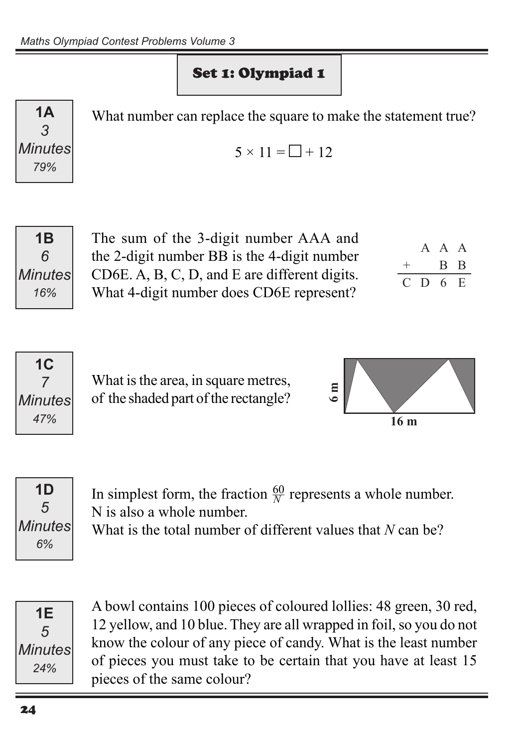## Set 1: Olympiad 1

**1A**
*3 Minutes*
*79%*

What number can replace the square to make the statement true?

$$5 \times 11 = \square + 12$$

**1B**
*6 Minutes*
*16%*

The sum of the 3-digit number AAA and the 2-digit number BB is the 4-digit number CD6E. A, B, C, D, and E are different digits. What 4-digit number does CD6E represent?

```
    A A A
+     B B
---------
  C D 6 E
```

**1C**
*7 Minutes*
*47%*

What is the area, in square metres, of the shaded part of the rectangle?

(Rectangle: 6 m by 16 m)

**1D**
*5 Minutes*
*6%*

In simplest form, the fraction $\frac{60}{N}$ represents a whole number.
N is also a whole number.
What is the total number of different values that *N* can be?

**1E**
*5 Minutes*
*24%*

A bowl contains 100 pieces of coloured lollies: 48 green, 30 red, 12 yellow, and 10 blue. They are all wrapped in foil, so you do not know the colour of any piece of candy. What is the least number of pieces you must take to be certain that you have at least 15 pieces of the same colour?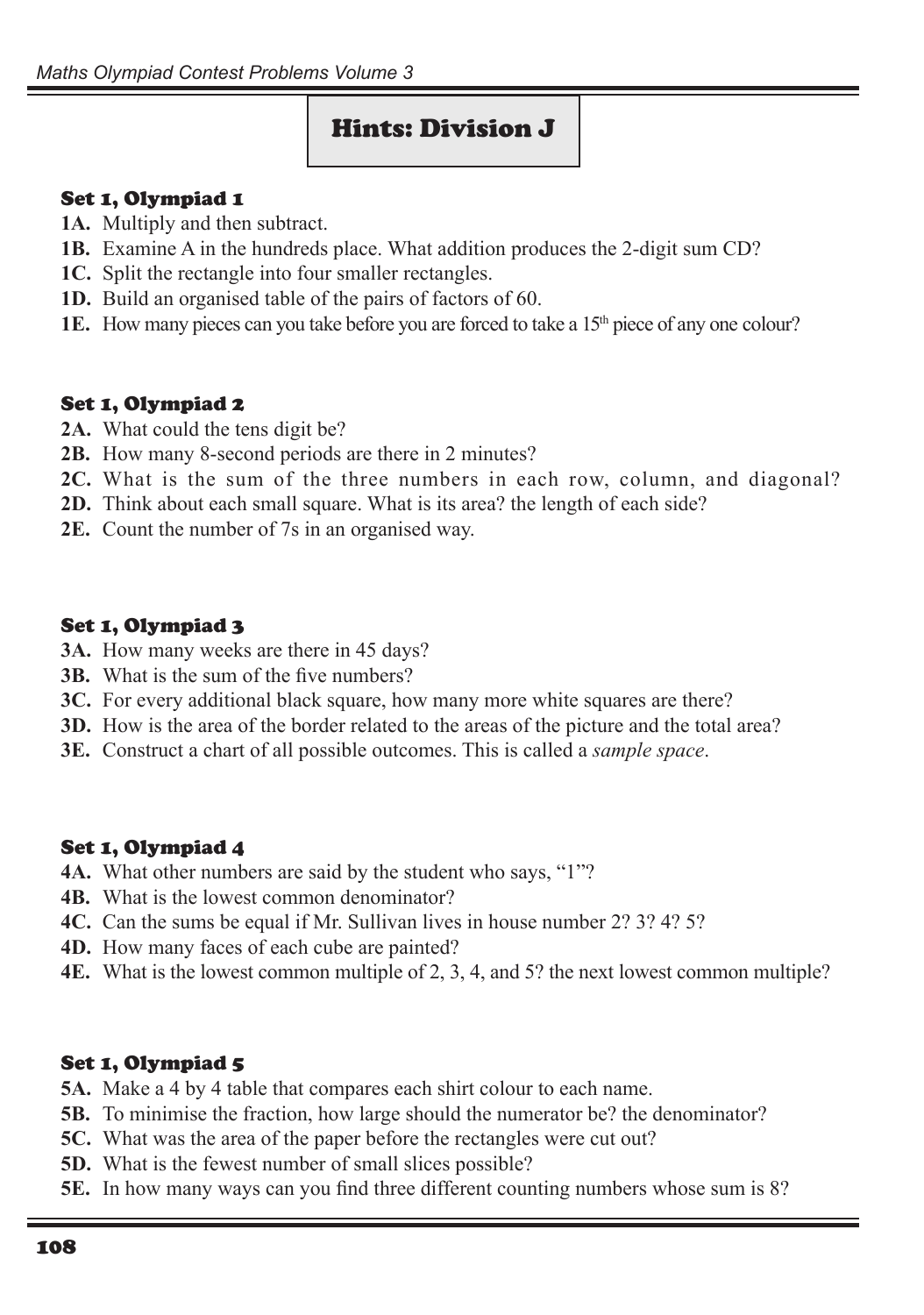# Hints: Division J

## Set 1, Olympiad 1

**1A.** Multiply and then subtract.

**1B.** Examine A in the hundreds place. What addition produces the 2-digit sum CD?

**1C.** Split the rectangle into four smaller rectangles.

**1D.** Build an organised table of the pairs of factors of 60.

**1E.** How many pieces can you take before you are forced to take a $15^{th}$ piece of any one colour?

## Set 1, Olympiad 2

**2A.** What could the tens digit be?

**2B.** How many 8-second periods are there in 2 minutes?

**2C.** What is the sum of the three numbers in each row, column, and diagonal?

**2D.** Think about each small square. What is its area? the length of each side?

**2E.** Count the number of 7s in an organised way.

## Set 1, Olympiad 3

**3A.** How many weeks are there in 45 days?

**3B.** What is the sum of the five numbers?

**3C.** For every additional black square, how many more white squares are there?

**3D.** How is the area of the border related to the areas of the picture and the total area?

**3E.** Construct a chart of all possible outcomes. This is called a *sample space*.

## Set 1, Olympiad 4

**4A.** What other numbers are said by the student who says, "1"?

**4B.** What is the lowest common denominator?

**4C.** Can the sums be equal if Mr. Sullivan lives in house number 2? 3? 4? 5?

**4D.** How many faces of each cube are painted?

**4E.** What is the lowest common multiple of 2, 3, 4, and 5? the next lowest common multiple?

## Set 1, Olympiad 5

**5A.** Make a 4 by 4 table that compares each shirt colour to each name.

**5B.** To minimise the fraction, how large should the numerator be? the denominator?

**5C.** What was the area of the paper before the rectangles were cut out?

**5D.** What is the fewest number of small slices possible?

**5E.** In how many ways can you find three different counting numbers whose sum is 8?